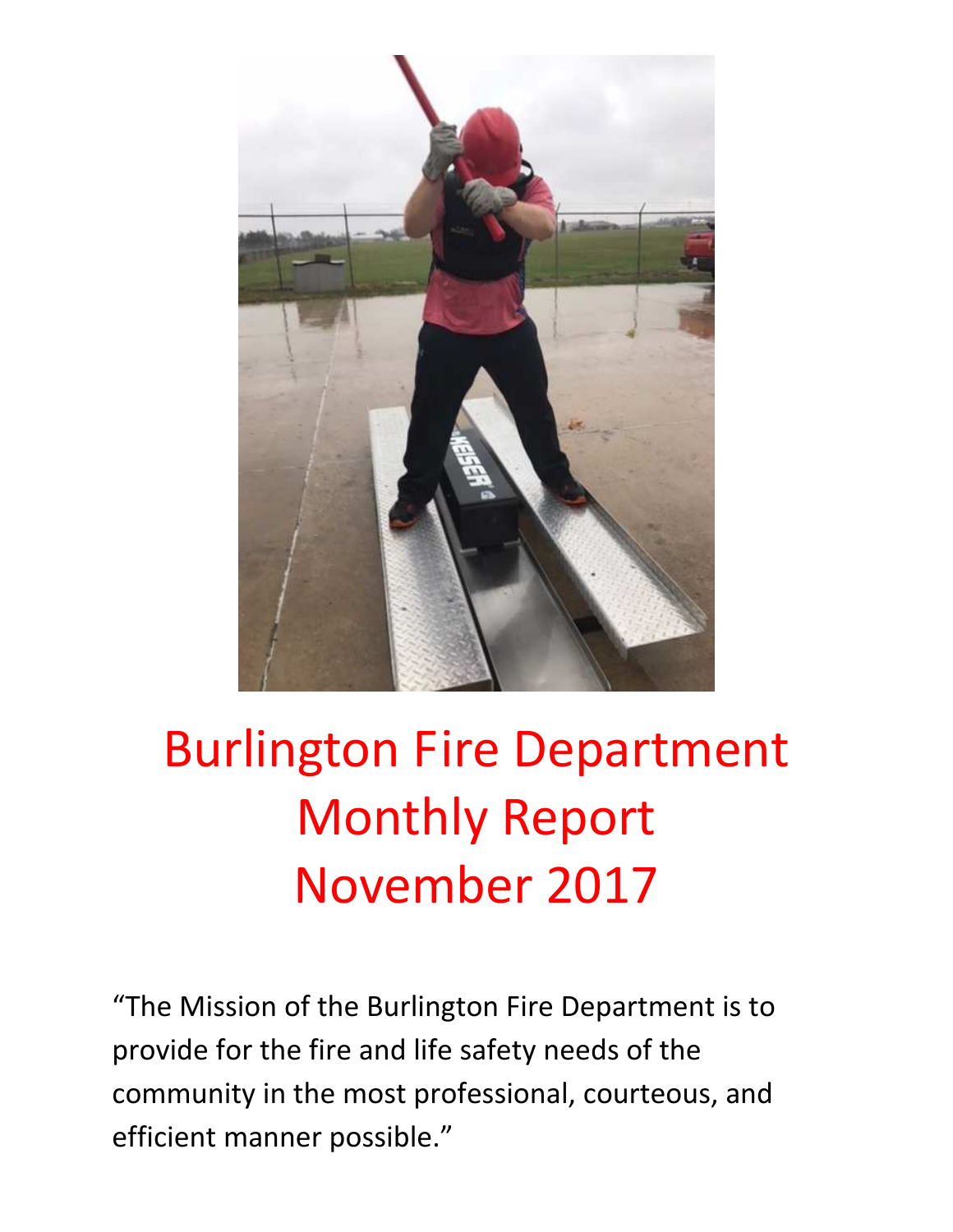# Burlington Fire Department Monthly Report November 2017

"The Mission of the Burlington Fire Department is to provide for the fire and life safety needs of the community in the most professional, courteous, and efficient manner possible."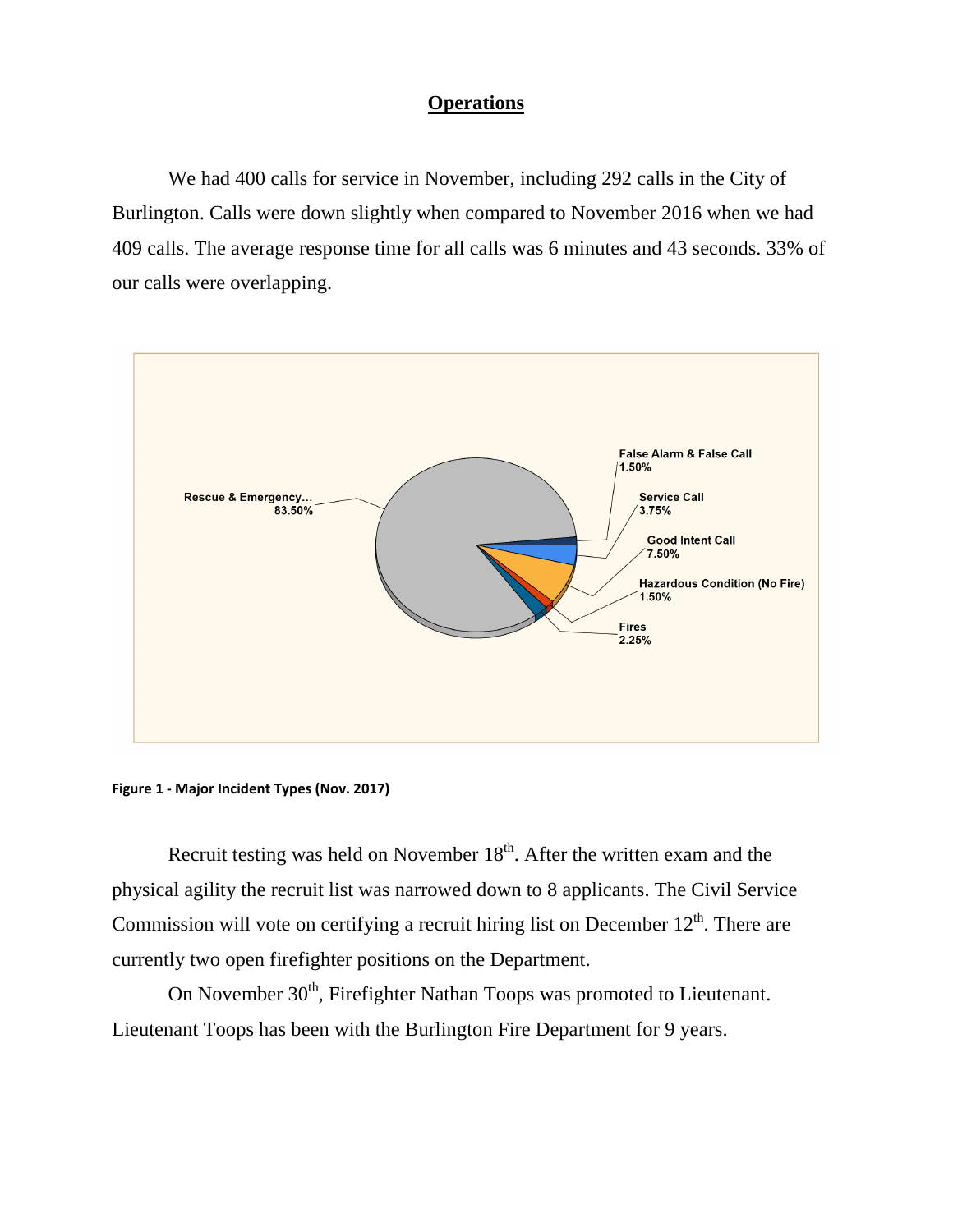## Operations

We had 400 calls for service in November, including 292 calls in the City of Burlington. Calls were down slightly when compared to November 2016 when we had 409 calls. The average response time for all calls was 6 minutes and 43 seconds. 33% of our calls were overlapping.

Figure 1 - Major Incident Types (Nov. 2017)

Recruit testing was held on November 18th. After the written exam and the physical agility the recruit list was narrowed down to 8 applicants. The Civil Service Commission will vote on certifying a recruit hiring list on December 12th. There are currently two open firefighter positions on the Department.

On November 30th, Firefighter Nathan Toops was promoted to Lieutenant. Lieutenant Toops has been with the Burlington Fire Department for 9 years.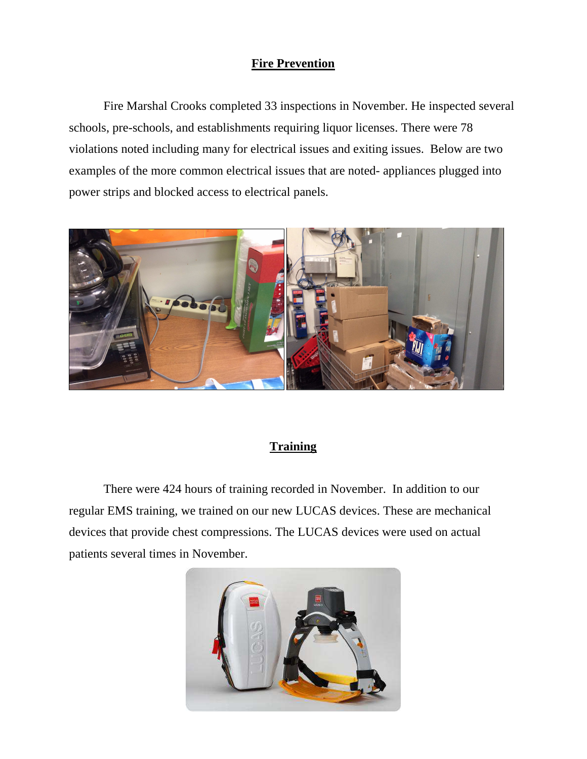## Fire Prevention

Fire Marshal Crooks completed 33 inspections in November. He inspected several schools, pre-schools, and establishments requiring liquor licenses. There were 78 violations noted including many for electrical issues and exiting issues. Below are two examples of the more common electrical issues that are noted- appliances plugged into power strips and blocked access to electrical panels.

## Training

There were 424 hours of training recorded in November. In addition to our regular EMS training, we trained on our new LUCAS devices. These are mechanical devices that provide chest compressions. The LUCAS devices were used on actual patients several times in November.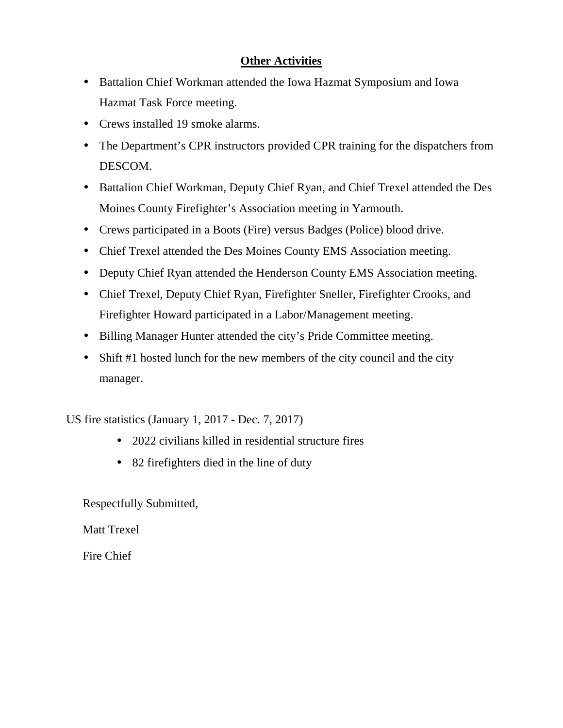## Other Activities

- Battalion Chief Workman attended the Iowa Hazmat Symposium and Iowa Hazmat Task Force meeting.
- Crews installed 19 smoke alarms.
- The Department's CPR instructors provided CPR training for the dispatchers from DESCOM.
- Battalion Chief Workman, Deputy Chief Ryan, and Chief Trexel attended the Des Moines County Firefighter's Association meeting in Yarmouth.
- Crews participated in a Boots (Fire) versus Badges (Police) blood drive.
- Chief Trexel attended the Des Moines County EMS Association meeting.
- Deputy Chief Ryan attended the Henderson County EMS Association meeting.
- Chief Trexel, Deputy Chief Ryan, Firefighter Sneller, Firefighter Crooks, and Firefighter Howard participated in a Labor/Management meeting.
- Billing Manager Hunter attended the city's Pride Committee meeting.
- Shift #1 hosted lunch for the new members of the city council and the city manager.

US fire statistics (January 1, 2017 - Dec. 7, 2017)

- 2022 civilians killed in residential structure fires
- 82 firefighters died in the line of duty

Respectfully Submitted,

Matt Trexel

Fire Chief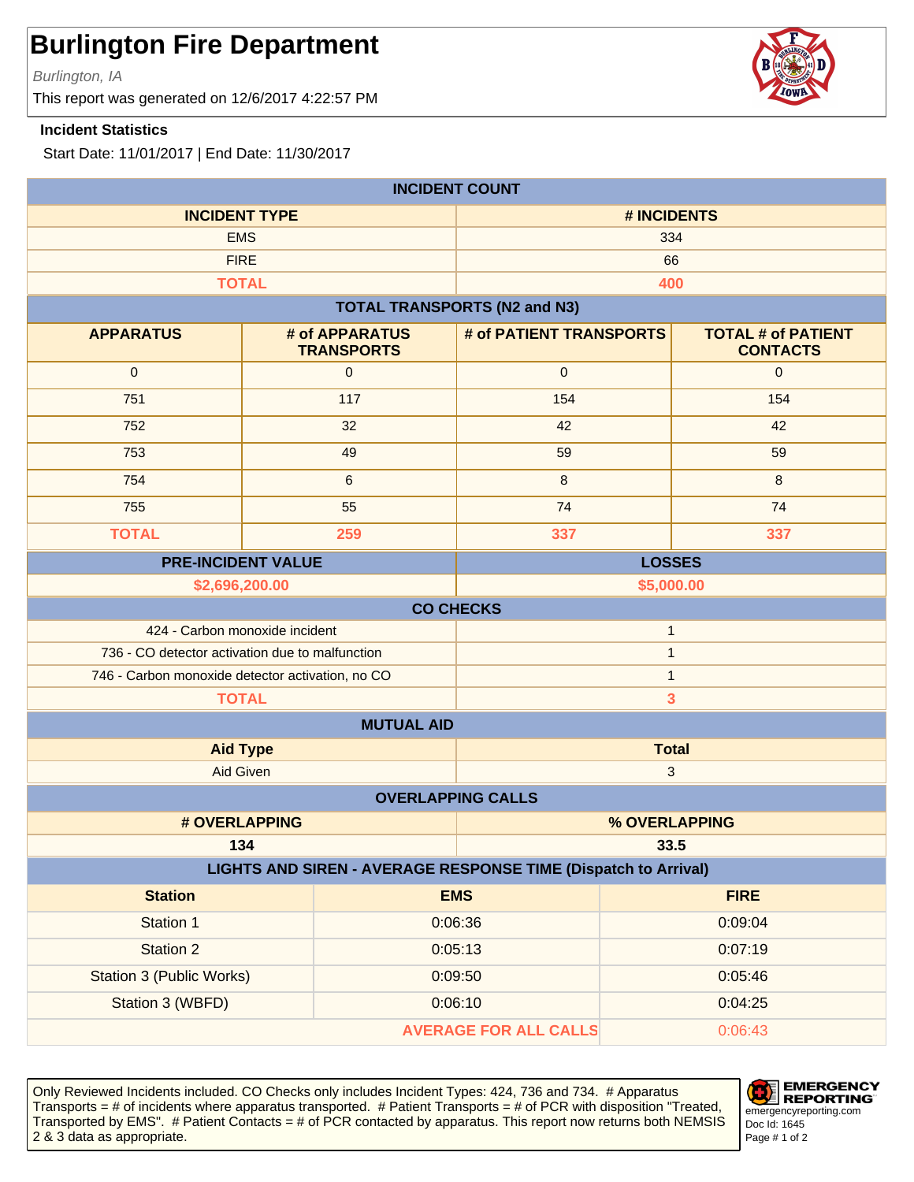# Burlington Fire Department

*Burlington, IA*

This report was generated on 12/6/2017 4:22:57 PM

### Incident Statistics

Start Date: 11/01/2017 | End Date: 11/30/2017

**INCIDENT COUNT**

| INCIDENT TYPE | # INCIDENTS |
|---|---|
| EMS | 334 |
| FIRE | 66 |
| **TOTAL** | **400** |

**TOTAL TRANSPORTS (N2 and N3)**

| APPARATUS | # of APPARATUS TRANSPORTS | # of PATIENT TRANSPORTS | TOTAL # of PATIENT CONTACTS |
|---|---|---|---|
| 0 | 0 | 0 | 0 |
| 751 | 117 | 154 | 154 |
| 752 | 32 | 42 | 42 |
| 753 | 49 | 59 | 59 |
| 754 | 6 | 8 | 8 |
| 755 | 55 | 74 | 74 |
| **TOTAL** | **259** | **337** | **337** |

| PRE-INCIDENT VALUE | LOSSES |
|---|---|
| **$2,696,200.00** | **$5,000.00** |

**CO CHECKS**

| | |
|---|---|
| 424 - Carbon monoxide incident | 1 |
| 736 - CO detector activation due to malfunction | 1 |
| 746 - Carbon monoxide detector activation, no CO | 1 |
| **TOTAL** | **3** |

**MUTUAL AID**

| Aid Type | Total |
|---|---|
| Aid Given | 3 |

**OVERLAPPING CALLS**

| # OVERLAPPING | % OVERLAPPING |
|---|---|
| 134 | 33.5 |

**LIGHTS AND SIREN - AVERAGE RESPONSE TIME (Dispatch to Arrival)**

| Station | EMS | FIRE |
|---|---|---|
| Station 1 | 0:06:36 | 0:09:04 |
| Station 2 | 0:05:13 | 0:07:19 |
| Station 3 (Public Works) | 0:09:50 | 0:05:46 |
| Station 3 (WBFD) | 0:06:10 | 0:04:25 |
| | **AVERAGE FOR ALL CALLS** | 0:06:43 |

Only Reviewed Incidents included. CO Checks only includes Incident Types: 424, 736 and 734. # Apparatus Transports = # of incidents where apparatus transported. # Patient Transports = # of PCR with disposition "Treated, Transported by EMS". # Patient Contacts = # of PCR contacted by apparatus. This report now returns both NEMSIS 2 & 3 data as appropriate.

EMERGENCY REPORTING
emergencyreporting.com
Doc Id: 1645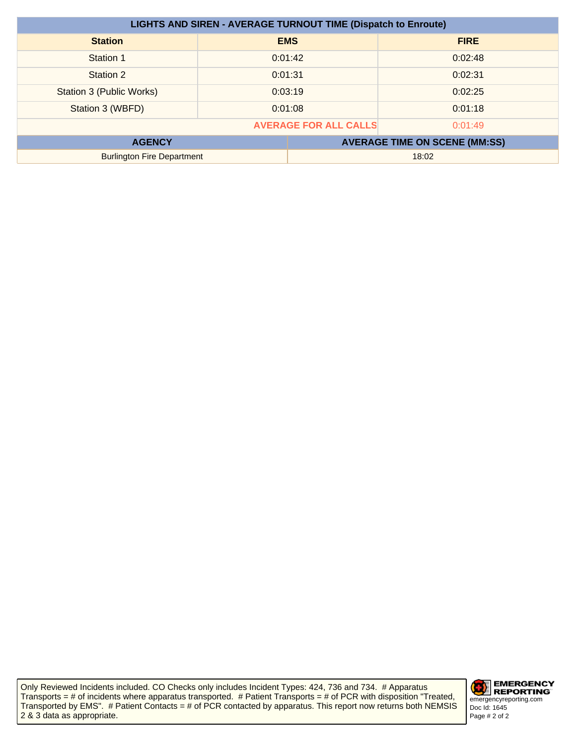| LIGHTS AND SIREN - AVERAGE TURNOUT TIME (Dispatch to Enroute) | | |
|---|---|---|
| **Station** | **EMS** | **FIRE** |
| Station 1 | 0:01:42 | 0:02:48 |
| Station 2 | 0:01:31 | 0:02:31 |
| Station 3 (Public Works) | 0:03:19 | 0:02:25 |
| Station 3 (WBFD) | 0:01:08 | 0:01:18 |
| | **AVERAGE FOR ALL CALLS** | 0:01:49 |

| AGENCY | AVERAGE TIME ON SCENE (MM:SS) |
|---|---|
| Burlington Fire Department | 18:02 |

Only Reviewed Incidents included. CO Checks only includes Incident Types: 424, 736 and 734. # Apparatus Transports = # of incidents where apparatus transported. # Patient Transports = # of PCR with disposition "Treated, Transported by EMS". # Patient Contacts = # of PCR contacted by apparatus. This report now returns both NEMSIS 2 & 3 data as appropriate.

EMERGENCY REPORTING
emergencyreporting.com
Doc Id: 1645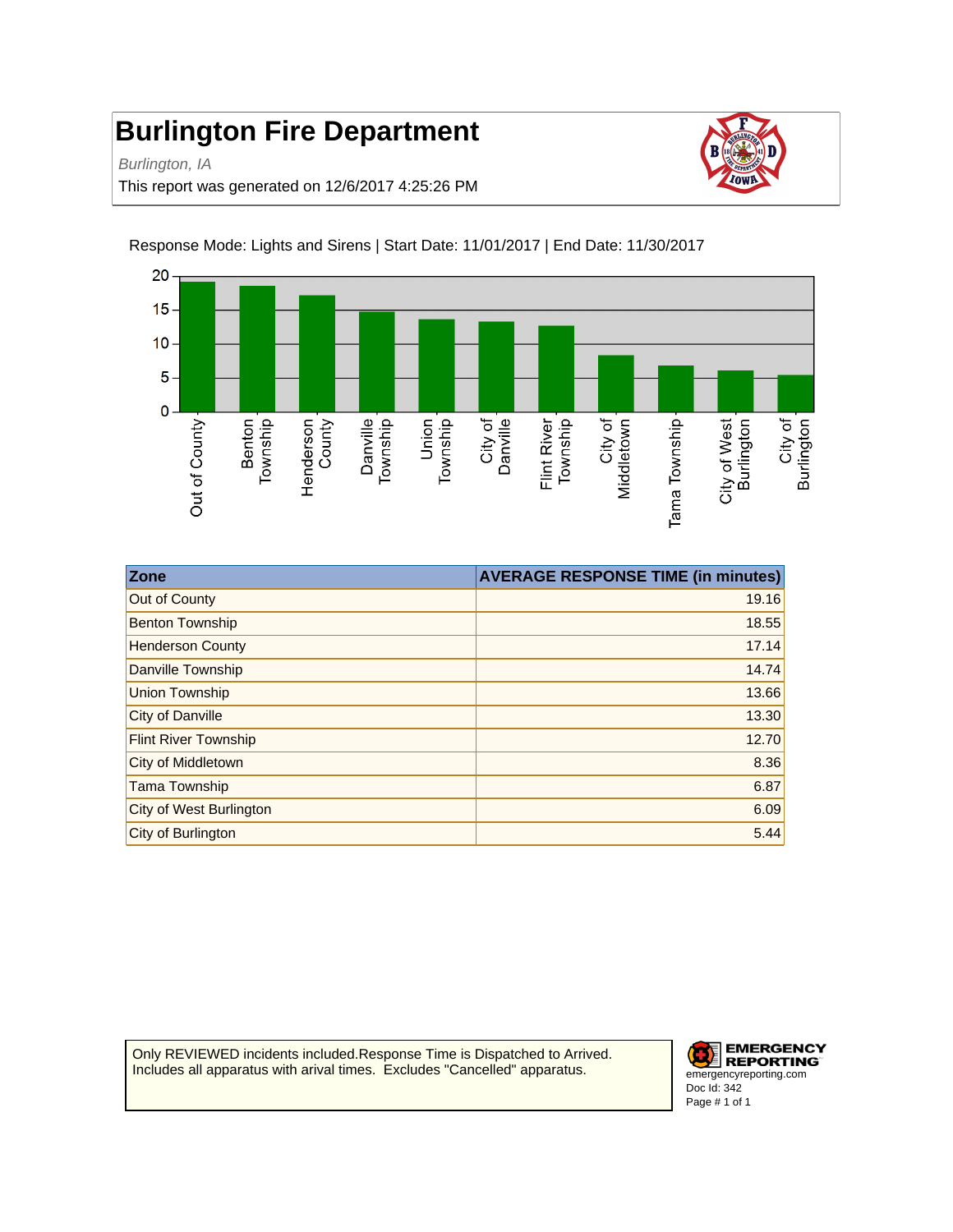# Burlington Fire Department

*Burlington, IA*

This report was generated on 12/6/2017 4:25:26 PM

Response Mode: Lights and Sirens | Start Date: 11/01/2017 | End Date: 11/30/2017

| Zone | AVERAGE RESPONSE TIME (in minutes) |
|---|---|
| Out of County | 19.16 |
| Benton Township | 18.55 |
| Henderson County | 17.14 |
| Danville Township | 14.74 |
| Union Township | 13.66 |
| City of Danville | 13.30 |
| Flint River Township | 12.70 |
| City of Middletown | 8.36 |
| Tama Township | 6.87 |
| City of West Burlington | 6.09 |
| City of Burlington | 5.44 |

Only REVIEWED incidents included.Response Time is Dispatched to Arrived. Includes all apparatus with arival times. Excludes "Cancelled" apparatus.

EMERGENCY REPORTING
emergencyreporting.com
Doc Id: 342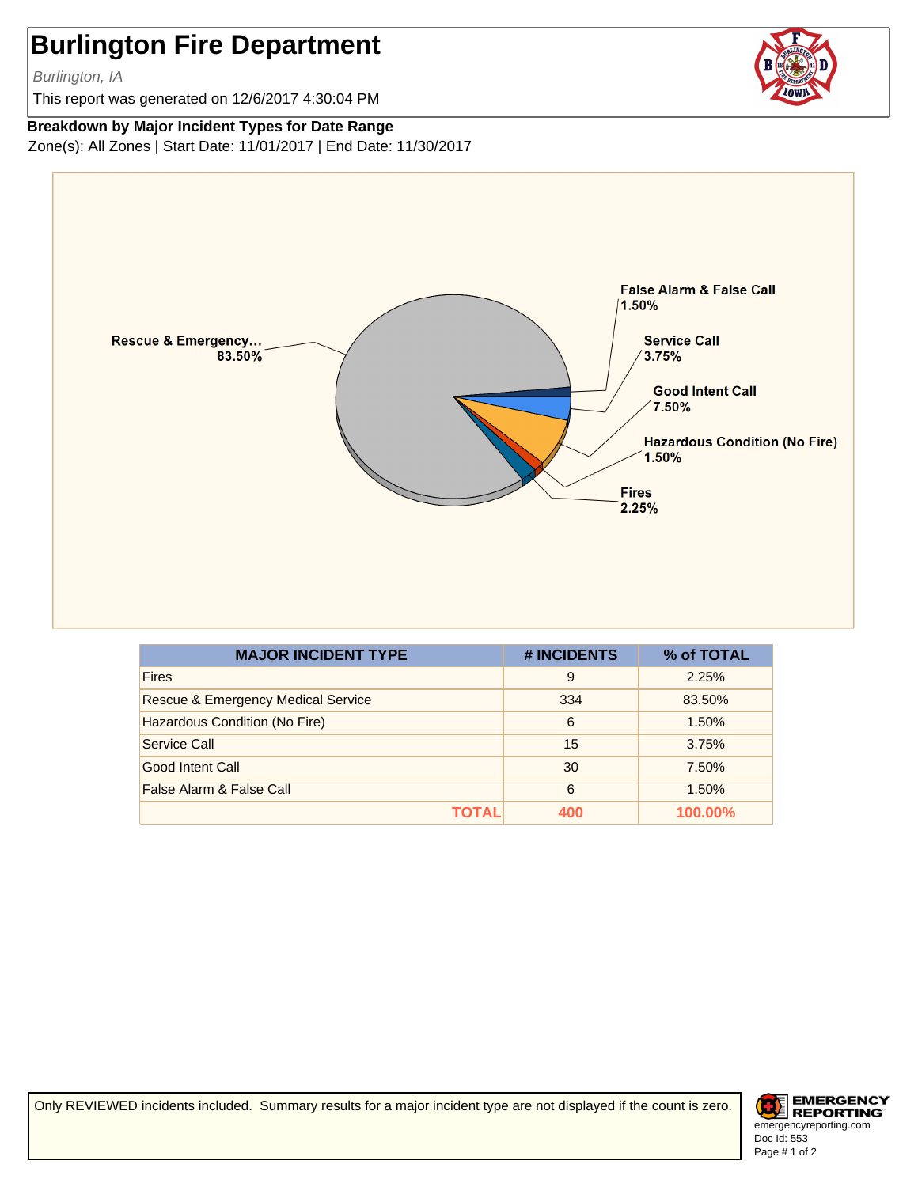# Burlington Fire Department

*Burlington, IA*

This report was generated on 12/6/2017 4:30:04 PM

**Breakdown by Major Incident Types for Date Range**

Zone(s): All Zones | Start Date: 11/01/2017 | End Date: 11/30/2017

Rescue & Emergency... 83.50%
False Alarm & False Call 1.50%
Service Call 3.75%
Good Intent Call 7.50%
Hazardous Condition (No Fire) 1.50%
Fires 2.25%

| MAJOR INCIDENT TYPE | # INCIDENTS | % of TOTAL |
|---|---|---|
| Fires | 9 | 2.25% |
| Rescue & Emergency Medical Service | 334 | 83.50% |
| Hazardous Condition (No Fire) | 6 | 1.50% |
| Service Call | 15 | 3.75% |
| Good Intent Call | 30 | 7.50% |
| False Alarm & False Call | 6 | 1.50% |
| **TOTAL** | **400** | **100.00%** |

Only REVIEWED incidents included. Summary results for a major incident type are not displayed if the count is zero.

EMERGENCY REPORTING
emergencyreporting.com
Doc Id: 553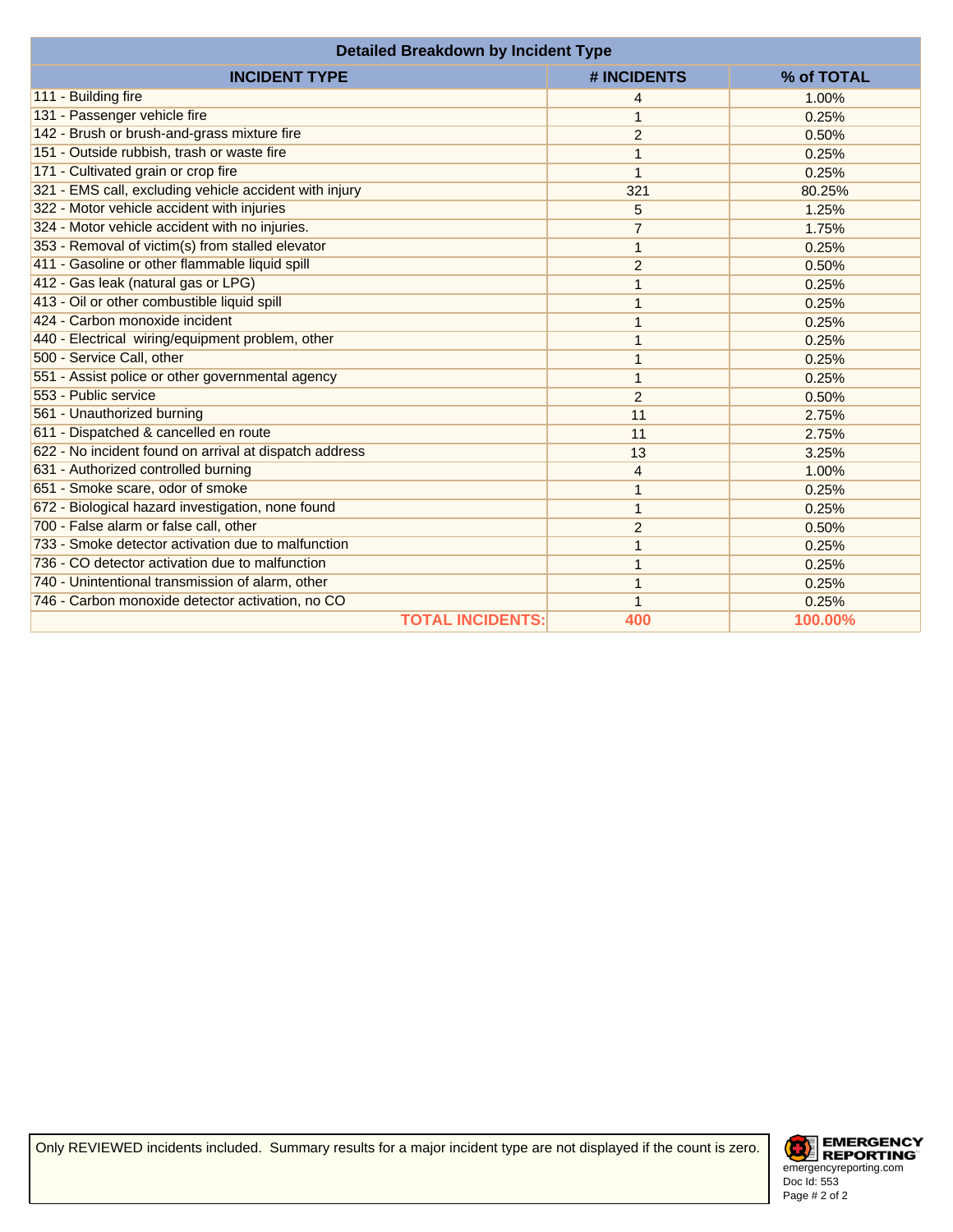| Detailed Breakdown by Incident Type | | |
|---|---|---|
| **INCIDENT TYPE** | **# INCIDENTS** | **% of TOTAL** |
| 111 - Building fire | 4 | 1.00% |
| 131 - Passenger vehicle fire | 1 | 0.25% |
| 142 - Brush or brush-and-grass mixture fire | 2 | 0.50% |
| 151 - Outside rubbish, trash or waste fire | 1 | 0.25% |
| 171 - Cultivated grain or crop fire | 1 | 0.25% |
| 321 - EMS call, excluding vehicle accident with injury | 321 | 80.25% |
| 322 - Motor vehicle accident with injuries | 5 | 1.25% |
| 324 - Motor vehicle accident with no injuries. | 7 | 1.75% |
| 353 - Removal of victim(s) from stalled elevator | 1 | 0.25% |
| 411 - Gasoline or other flammable liquid spill | 2 | 0.50% |
| 412 - Gas leak (natural gas or LPG) | 1 | 0.25% |
| 413 - Oil or other combustible liquid spill | 1 | 0.25% |
| 424 - Carbon monoxide incident | 1 | 0.25% |
| 440 - Electrical wiring/equipment problem, other | 1 | 0.25% |
| 500 - Service Call, other | 1 | 0.25% |
| 551 - Assist police or other governmental agency | 1 | 0.25% |
| 553 - Public service | 2 | 0.50% |
| 561 - Unauthorized burning | 11 | 2.75% |
| 611 - Dispatched & cancelled en route | 11 | 2.75% |
| 622 - No incident found on arrival at dispatch address | 13 | 3.25% |
| 631 - Authorized controlled burning | 4 | 1.00% |
| 651 - Smoke scare, odor of smoke | 1 | 0.25% |
| 672 - Biological hazard investigation, none found | 1 | 0.25% |
| 700 - False alarm or false call, other | 2 | 0.50% |
| 733 - Smoke detector activation due to malfunction | 1 | 0.25% |
| 736 - CO detector activation due to malfunction | 1 | 0.25% |
| 740 - Unintentional transmission of alarm, other | 1 | 0.25% |
| 746 - Carbon monoxide detector activation, no CO | 1 | 0.25% |
| **TOTAL INCIDENTS:** | **400** | **100.00%** |

Only REVIEWED incidents included. Summary results for a major incident type are not displayed if the count is zero.

EMERGENCY REPORTING
emergencyreporting.com
Doc Id: 553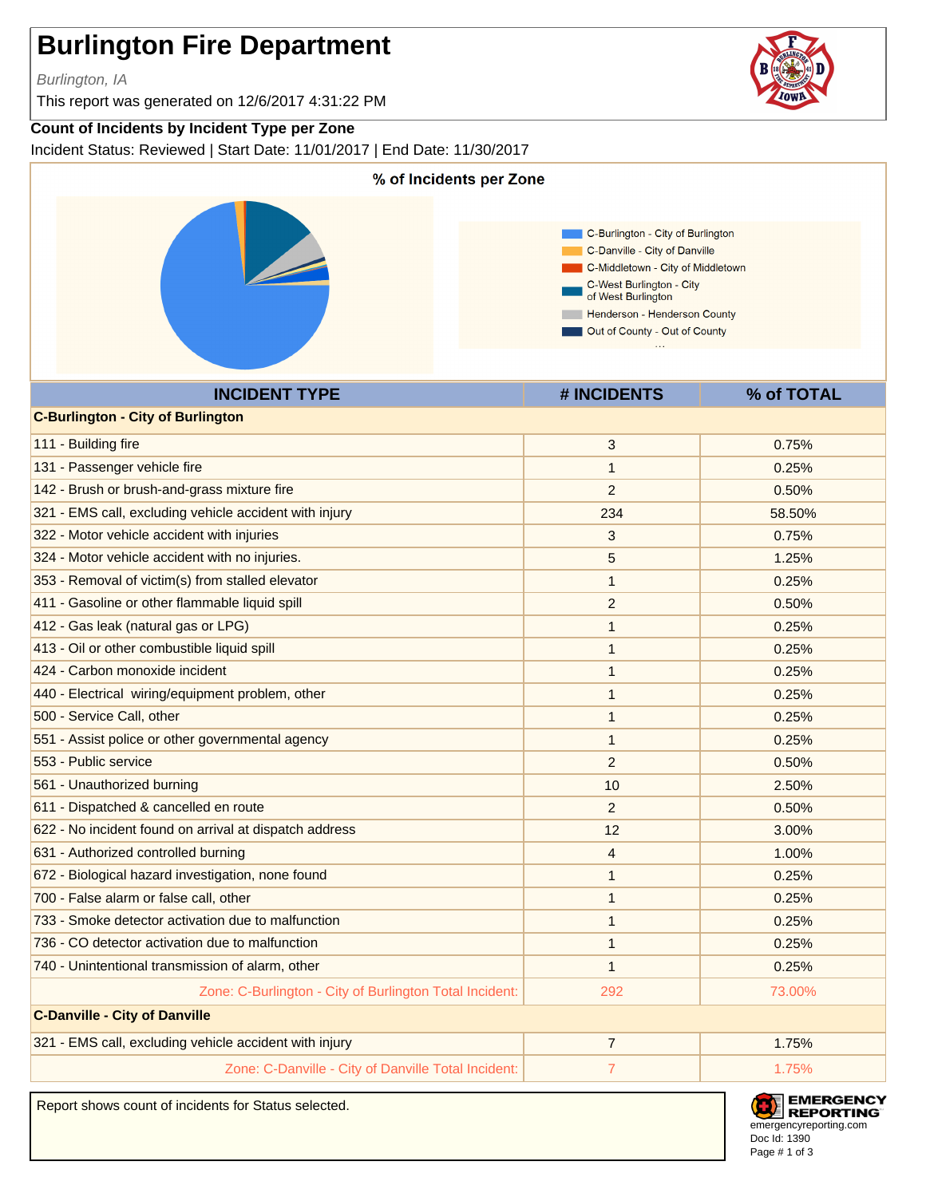# Burlington Fire Department

*Burlington, IA*

This report was generated on 12/6/2017 4:31:22 PM

**Count of Incidents by Incident Type per Zone**

Incident Status: Reviewed | Start Date: 11/01/2017 | End Date: 11/30/2017

**% of Incidents per Zone**

- C-Burlington - City of Burlington
- C-Danville - City of Danville
- C-Middletown - City of Middletown
- C-West Burlington - City of West Burlington
- Henderson - Henderson County
- Out of County - Out of County

| INCIDENT TYPE | # INCIDENTS | % of TOTAL |
|---|---|---|
| **C-Burlington - City of Burlington** | | |
| 111 - Building fire | 3 | 0.75% |
| 131 - Passenger vehicle fire | 1 | 0.25% |
| 142 - Brush or brush-and-grass mixture fire | 2 | 0.50% |
| 321 - EMS call, excluding vehicle accident with injury | 234 | 58.50% |
| 322 - Motor vehicle accident with injuries | 3 | 0.75% |
| 324 - Motor vehicle accident with no injuries. | 5 | 1.25% |
| 353 - Removal of victim(s) from stalled elevator | 1 | 0.25% |
| 411 - Gasoline or other flammable liquid spill | 2 | 0.50% |
| 412 - Gas leak (natural gas or LPG) | 1 | 0.25% |
| 413 - Oil or other combustible liquid spill | 1 | 0.25% |
| 424 - Carbon monoxide incident | 1 | 0.25% |
| 440 - Electrical wiring/equipment problem, other | 1 | 0.25% |
| 500 - Service Call, other | 1 | 0.25% |
| 551 - Assist police or other governmental agency | 1 | 0.25% |
| 553 - Public service | 2 | 0.50% |
| 561 - Unauthorized burning | 10 | 2.50% |
| 611 - Dispatched & cancelled en route | 2 | 0.50% |
| 622 - No incident found on arrival at dispatch address | 12 | 3.00% |
| 631 - Authorized controlled burning | 4 | 1.00% |
| 672 - Biological hazard investigation, none found | 1 | 0.25% |
| 700 - False alarm or false call, other | 1 | 0.25% |
| 733 - Smoke detector activation due to malfunction | 1 | 0.25% |
| 736 - CO detector activation due to malfunction | 1 | 0.25% |
| 740 - Unintentional transmission of alarm, other | 1 | 0.25% |
| Zone: C-Burlington - City of Burlington Total Incident: | 292 | 73.00% |
| **C-Danville - City of Danville** | | |
| 321 - EMS call, excluding vehicle accident with injury | 7 | 1.75% |
| Zone: C-Danville - City of Danville Total Incident: | 7 | 1.75% |

Report shows count of incidents for Status selected.

EMERGENCY REPORTING
emergencyreporting.com
Doc Id: 1390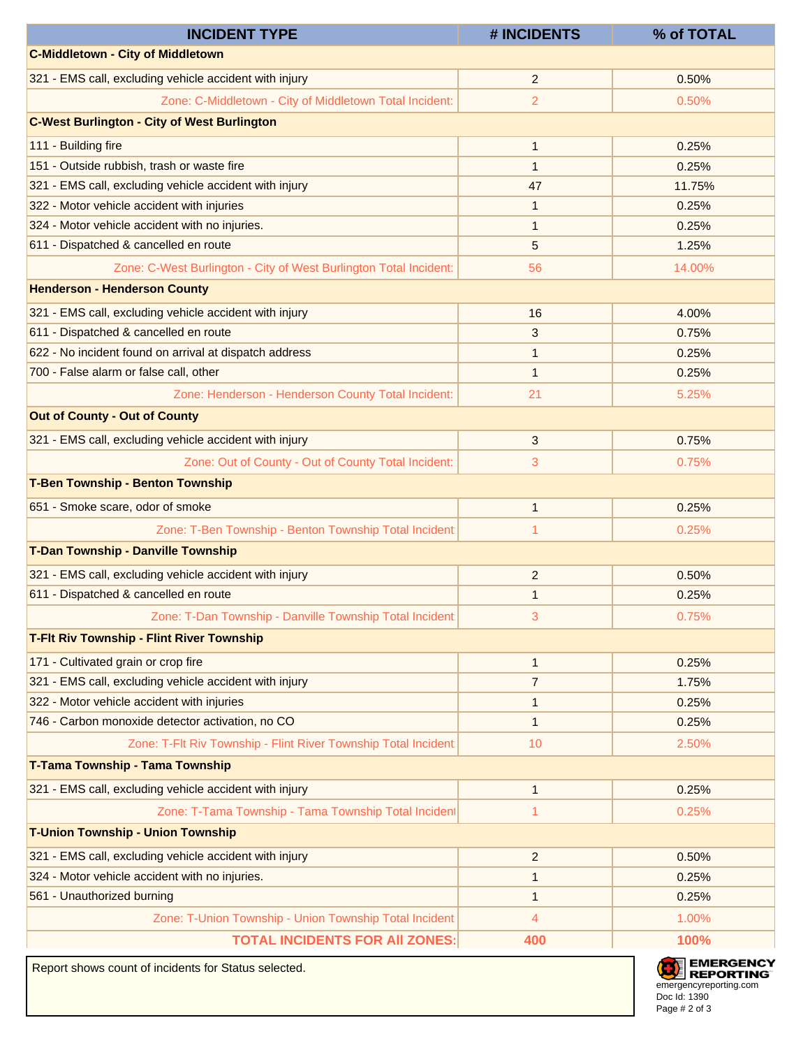| INCIDENT TYPE | # INCIDENTS | % of TOTAL |
|---|---|---|
| **C-Middletown - City of Middletown** | | |
| 321 - EMS call, excluding vehicle accident with injury | 2 | 0.50% |
| Zone: C-Middletown - City of Middletown Total Incident: | 2 | 0.50% |
| **C-West Burlington - City of West Burlington** | | |
| 111 - Building fire | 1 | 0.25% |
| 151 - Outside rubbish, trash or waste fire | 1 | 0.25% |
| 321 - EMS call, excluding vehicle accident with injury | 47 | 11.75% |
| 322 - Motor vehicle accident with injuries | 1 | 0.25% |
| 324 - Motor vehicle accident with no injuries. | 1 | 0.25% |
| 611 - Dispatched & cancelled en route | 5 | 1.25% |
| Zone: C-West Burlington - City of West Burlington Total Incident: | 56 | 14.00% |
| **Henderson - Henderson County** | | |
| 321 - EMS call, excluding vehicle accident with injury | 16 | 4.00% |
| 611 - Dispatched & cancelled en route | 3 | 0.75% |
| 622 - No incident found on arrival at dispatch address | 1 | 0.25% |
| 700 - False alarm or false call, other | 1 | 0.25% |
| Zone: Henderson - Henderson County Total Incident: | 21 | 5.25% |
| **Out of County - Out of County** | | |
| 321 - EMS call, excluding vehicle accident with injury | 3 | 0.75% |
| Zone: Out of County - Out of County Total Incident: | 3 | 0.75% |
| **T-Ben Township - Benton Township** | | |
| 651 - Smoke scare, odor of smoke | 1 | 0.25% |
| Zone: T-Ben Township - Benton Township Total Incident | 1 | 0.25% |
| **T-Dan Township - Danville Township** | | |
| 321 - EMS call, excluding vehicle accident with injury | 2 | 0.50% |
| 611 - Dispatched & cancelled en route | 1 | 0.25% |
| Zone: T-Dan Township - Danville Township Total Incident | 3 | 0.75% |
| **T-Flt Riv Township - Flint River Township** | | |
| 171 - Cultivated grain or crop fire | 1 | 0.25% |
| 321 - EMS call, excluding vehicle accident with injury | 7 | 1.75% |
| 322 - Motor vehicle accident with injuries | 1 | 0.25% |
| 746 - Carbon monoxide detector activation, no CO | 1 | 0.25% |
| Zone: T-Flt Riv Township - Flint River Township Total Incident | 10 | 2.50% |
| **T-Tama Township - Tama Township** | | |
| 321 - EMS call, excluding vehicle accident with injury | 1 | 0.25% |
| Zone: T-Tama Township - Tama Township Total Incident | 1 | 0.25% |
| **T-Union Township - Union Township** | | |
| 321 - EMS call, excluding vehicle accident with injury | 2 | 0.50% |
| 324 - Motor vehicle accident with no injuries. | 1 | 0.25% |
| 561 - Unauthorized burning | 1 | 0.25% |
| Zone: T-Union Township - Union Township Total Incident | 4 | 1.00% |
| **TOTAL INCIDENTS FOR All ZONES:** | **400** | **100%** |

Report shows count of incidents for Status selected.

EMERGENCY REPORTING
emergencyreporting.com
Doc Id: 1390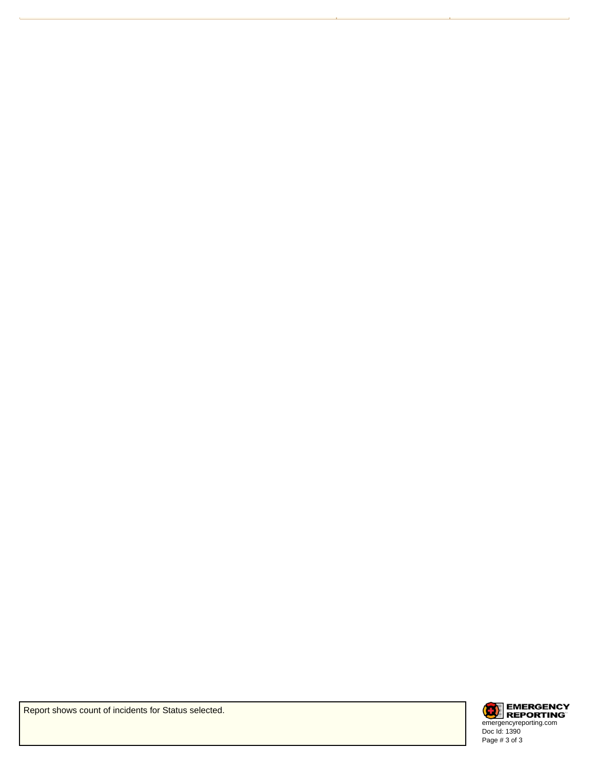Report shows count of incidents for Status selected.

EMERGENCY REPORTING
emergencyreporting.com
Doc Id: 1390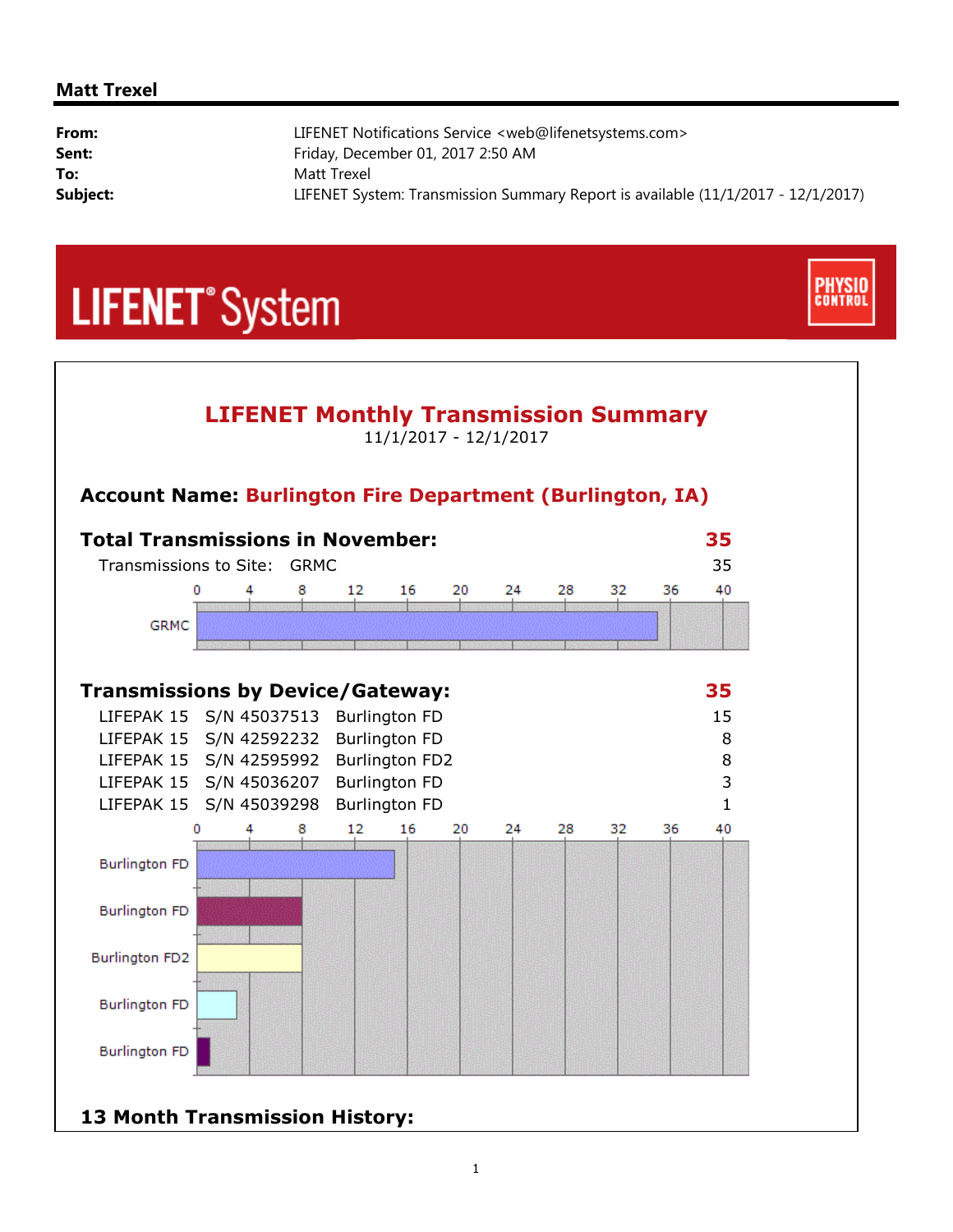## Matt Trexel

| | |
|---|---|
| **From:** | LIFENET Notifications Service <web@lifenetsystems.com> |
| **Sent:** | Friday, December 01, 2017 2:50 AM |
| **To:** | Matt Trexel |
| **Subject:** | LIFENET System: Transmission Summary Report is available (11/1/2017 - 12/1/2017) |

LIFENET® System

PHYSIO CONTROL

# LIFENET Monthly Transmission Summary

11/1/2017 - 12/1/2017

### Account Name: Burlington Fire Department (Burlington, IA)

### Total Transmissions in November: 35

| Transmissions to Site: | GRMC | 35 |
|---|---|---|

0 4 8 12 16 20 24 28 32 36 40

GRMC

### Transmissions by Device/Gateway: 35

| | | | |
|---|---|---|---|
| LIFEPAK 15 | S/N 45037513 | Burlington FD | 15 |
| LIFEPAK 15 | S/N 42592232 | Burlington FD | 8 |
| LIFEPAK 15 | S/N 42595992 | Burlington FD2 | 8 |
| LIFEPAK 15 | S/N 45036207 | Burlington FD | 3 |
| LIFEPAK 15 | S/N 45039298 | Burlington FD | 1 |

0 4 8 12 16 20 24 28 32 36 40

Burlington FD

Burlington FD

Burlington FD2

Burlington FD

Burlington FD

### 13 Month Transmission History: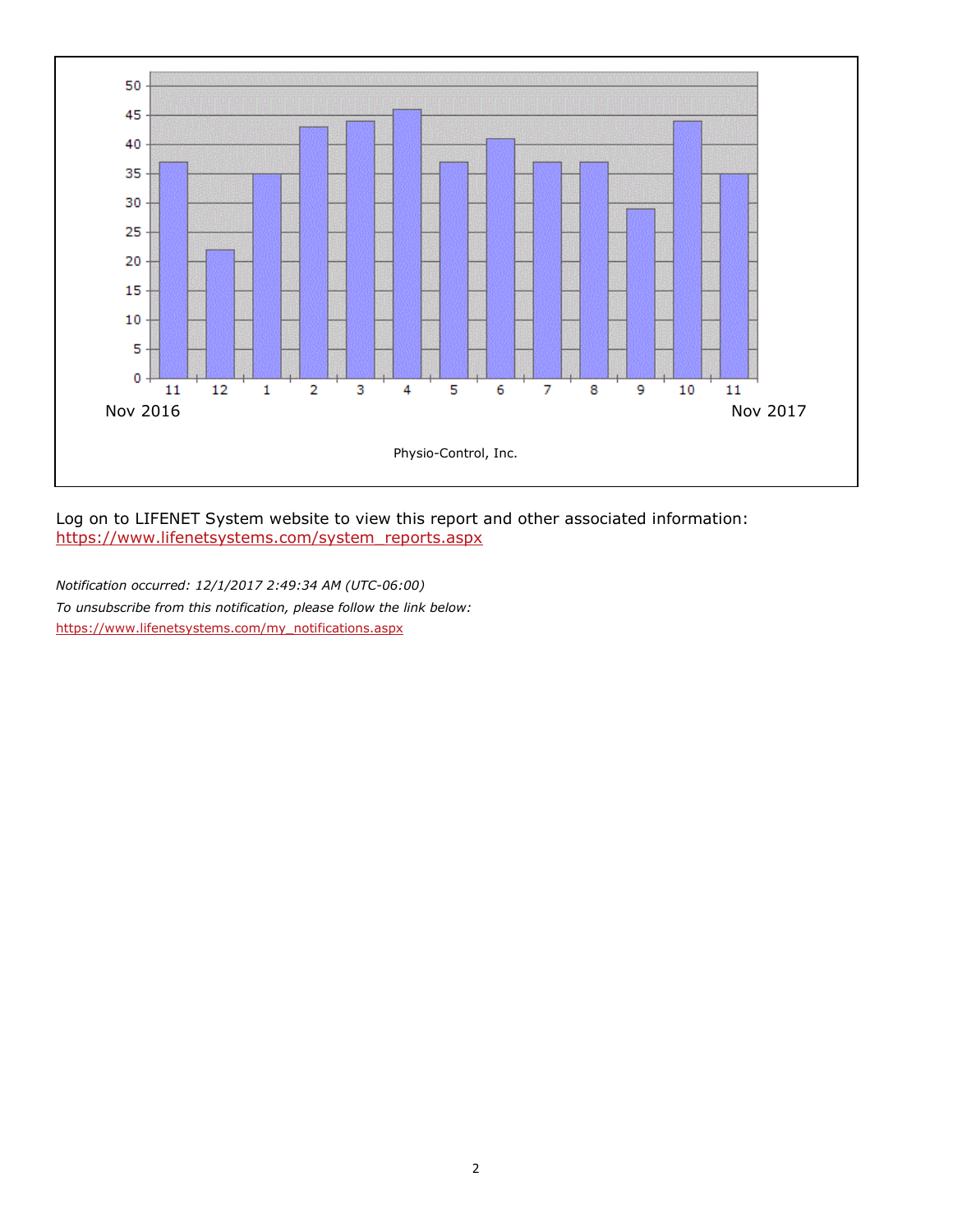50
45
40
35
30
25
20
15
10
5
0

11 12 1 2 3 4 5 6 7 8 9 10 11

Nov 2016

Nov 2017

Physio-Control, Inc.

Log on to LIFENET System website to view this report and other associated information:
https://www.lifenetsystems.com/system_reports.aspx

*Notification occurred: 12/1/2017 2:49:34 AM (UTC-06:00)*

*To unsubscribe from this notification, please follow the link below:*

https://www.lifenetsystems.com/my_notifications.aspx